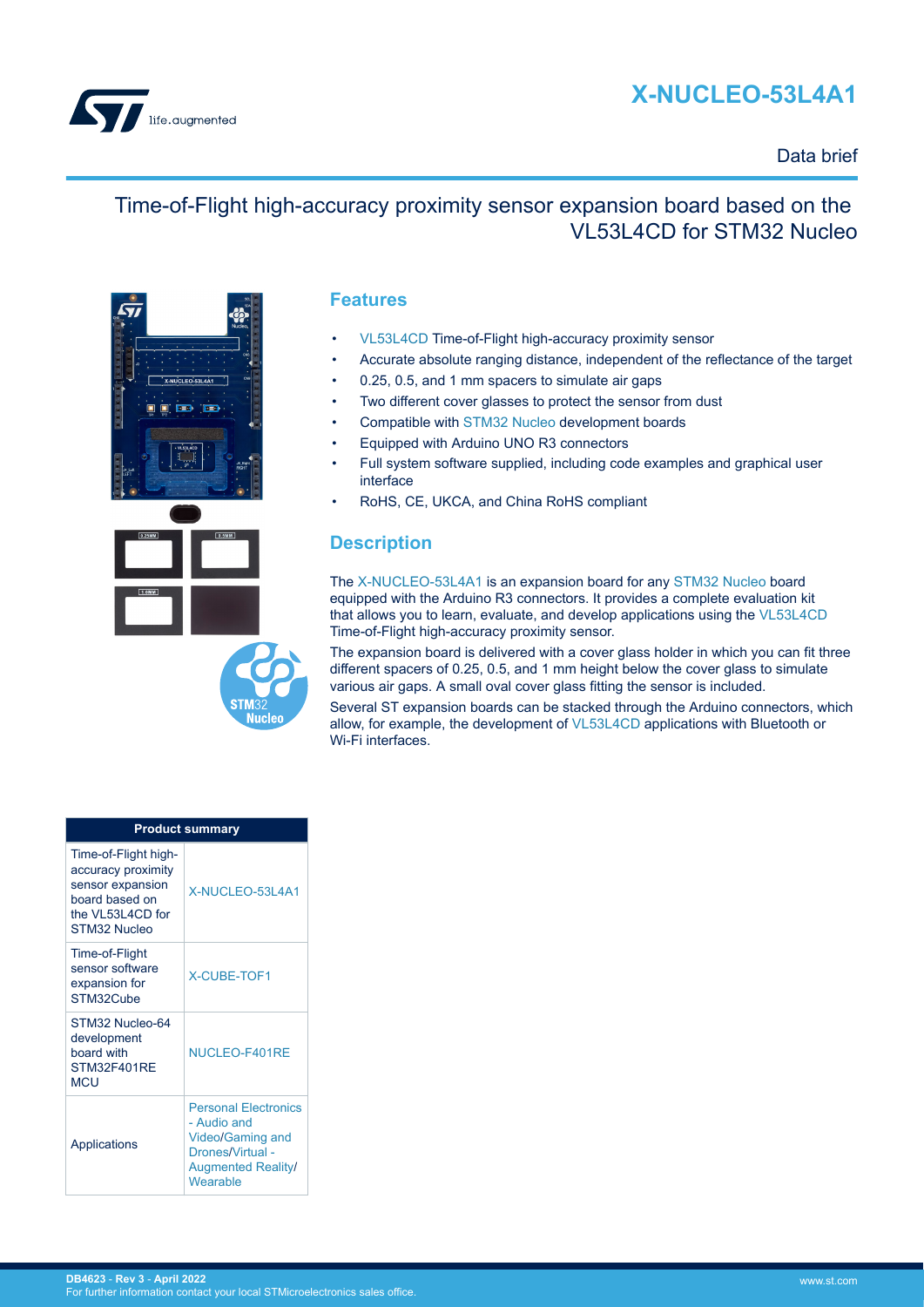# X-NUCLEO-53L4A1

Data brief

## Time-of-Flight high-accuracy proximity sensor expansion board based on the VL53L4CD for STM32 Nucleo

## Features

- VL53L4CD Time-of-Flight high-accuracy proximity sensor
- Accurate absolute ranging distance, independent of the reflectance of the target
- 0.25, 0.5, and 1 mm spacers to simulate air gaps
- Two different cover glasses to protect the sensor from dust
- Compatible with STM32 Nucleo development boards
- Equipped with Arduino UNO R3 connectors
- Full system software supplied, including code examples and graphical user interface
- RoHS, CE, UKCA, and China RoHS compliant

## Description

The X-NUCLEO-53L4A1 is an expansion board for any STM32 Nucleo board equipped with the Arduino R3 connectors. It provides a complete evaluation kit that allows you to learn, evaluate, and develop applications using the VL53L4CD Time-of-Flight high-accuracy proximity sensor.

The expansion board is delivered with a cover glass holder in which you can fit three different spacers of 0.25, 0.5, and 1 mm height below the cover glass to simulate various air gaps. A small oval cover glass fitting the sensor is included.

Several ST expansion boards can be stacked through the Arduino connectors, which allow, for example, the development of VL53L4CD applications with Bluetooth or Wi-Fi interfaces.

| Product summary | |
|---|---|
| Time-of-Flight high-accuracy proximity sensor expansion board based on the VL53L4CD for STM32 Nucleo | X-NUCLEO-53L4A1 |
| Time-of-Flight sensor software expansion for STM32Cube | X-CUBE-TOF1 |
| STM32 Nucleo-64 development board with STM32F401RE MCU | NUCLEO-F401RE |
| Applications | Personal Electronics - Audio and Video/Gaming and Drones/Virtual - Augmented Reality/ Wearable |

DB4623 - Rev 3 - April 2022
For further information contact your local STMicroelectronics sales office.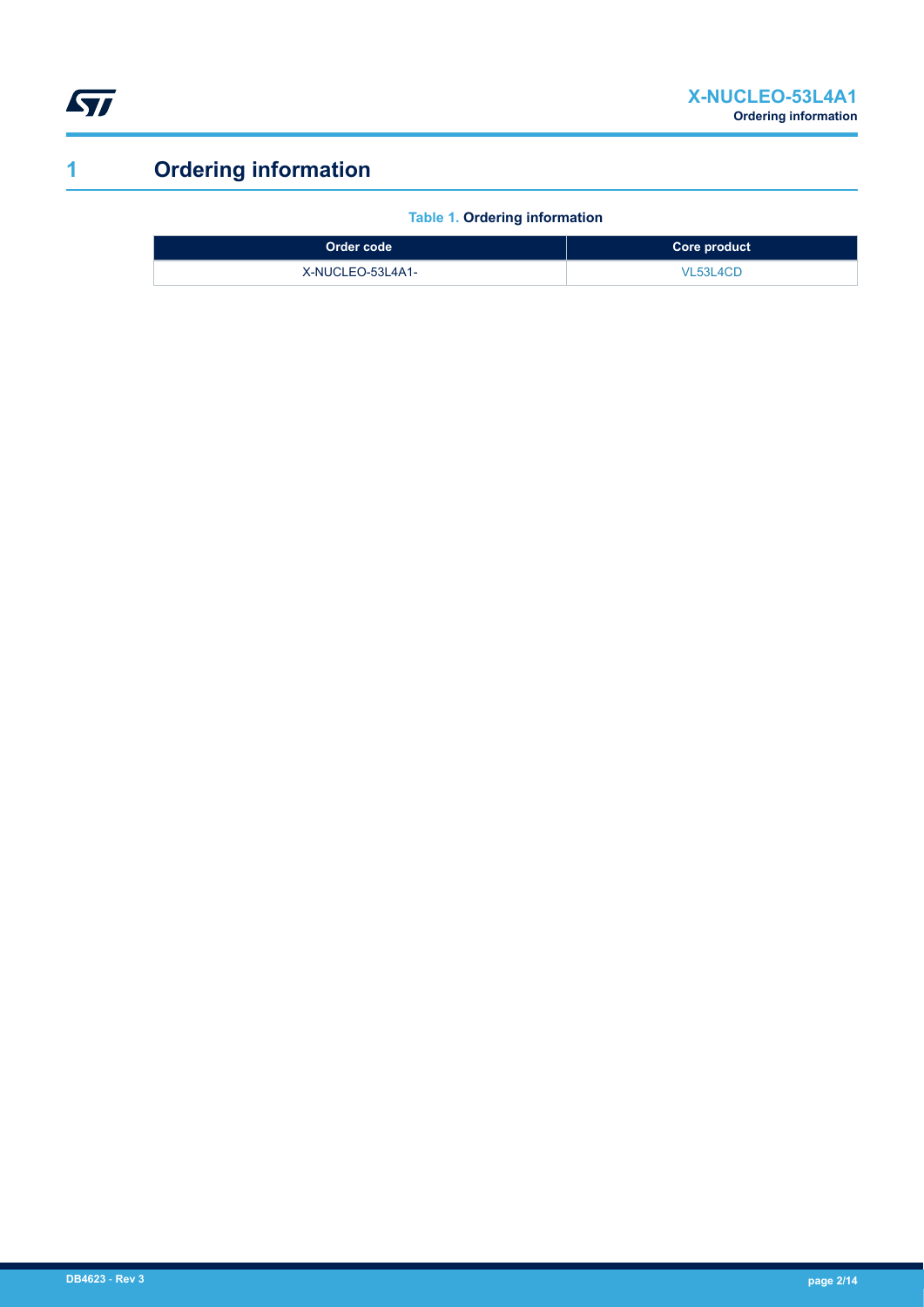# 1 Ordering information

**Table 1. Ordering information**

| Order code | Core product |
| --- | --- |
| X-NUCLEO-53L4A1- | VL53L4CD |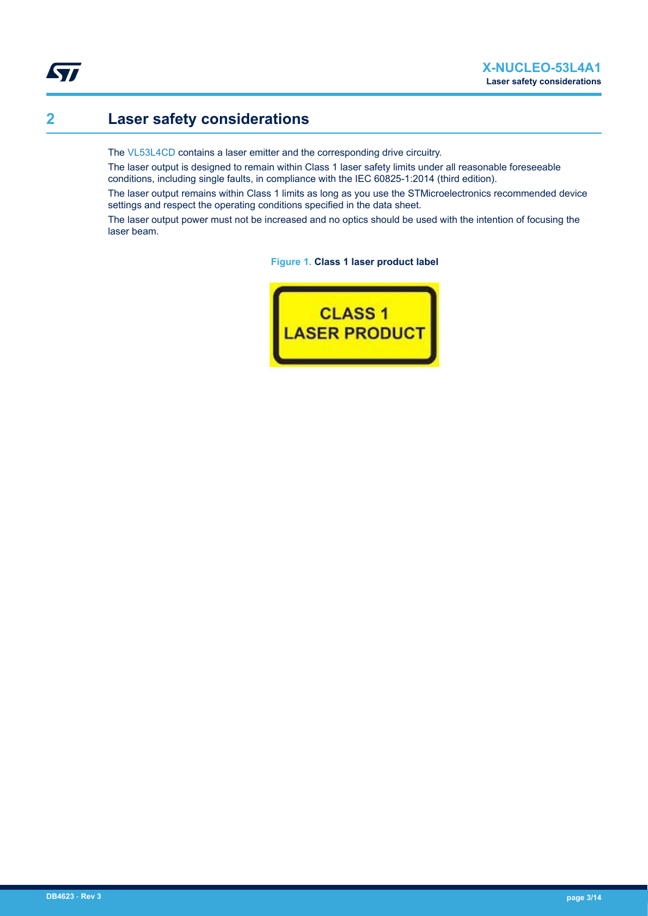## 2 Laser safety considerations

The VL53L4CD contains a laser emitter and the corresponding drive circuitry.

The laser output is designed to remain within Class 1 laser safety limits under all reasonable foreseeable conditions, including single faults, in compliance with the IEC 60825-1:2014 (third edition).

The laser output remains within Class 1 limits as long as you use the STMicroelectronics recommended device settings and respect the operating conditions specified in the data sheet.

The laser output power must not be increased and no optics should be used with the intention of focusing the laser beam.

**Figure 1. Class 1 laser product label**

CLASS 1
LASER PRODUCT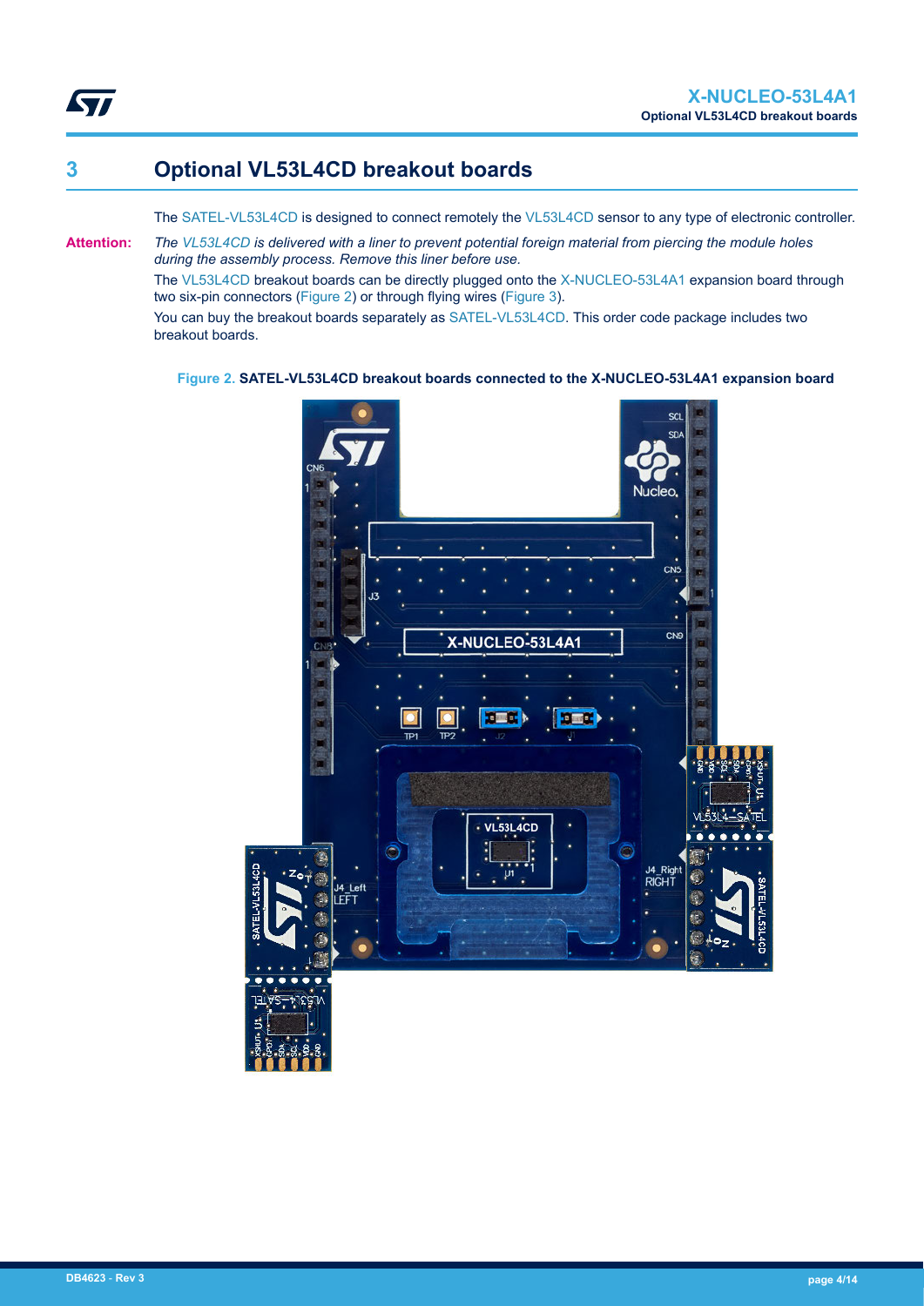# 3 Optional VL53L4CD breakout boards

The SATEL-VL53L4CD is designed to connect remotely the VL53L4CD sensor to any type of electronic controller.

**Attention:** *The VL53L4CD is delivered with a liner to prevent potential foreign material from piercing the module holes during the assembly process. Remove this liner before use.*

The VL53L4CD breakout boards can be directly plugged onto the X-NUCLEO-53L4A1 expansion board through two six-pin connectors (Figure 2) or through flying wires (Figure 3).

You can buy the breakout boards separately as SATEL-VL53L4CD. This order code package includes two breakout boards.

**Figure 2. SATEL-VL53L4CD breakout boards connected to the X-NUCLEO-53L4A1 expansion board**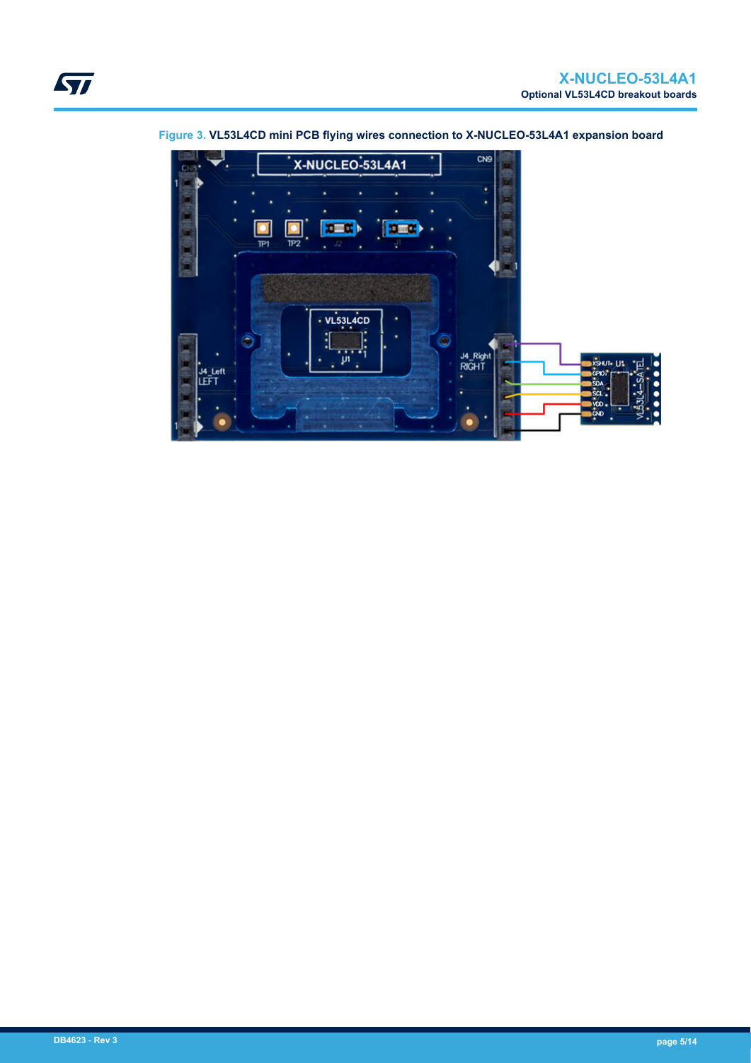Figure 3. VL53L4CD mini PCB flying wires connection to X-NUCLEO-53L4A1 expansion board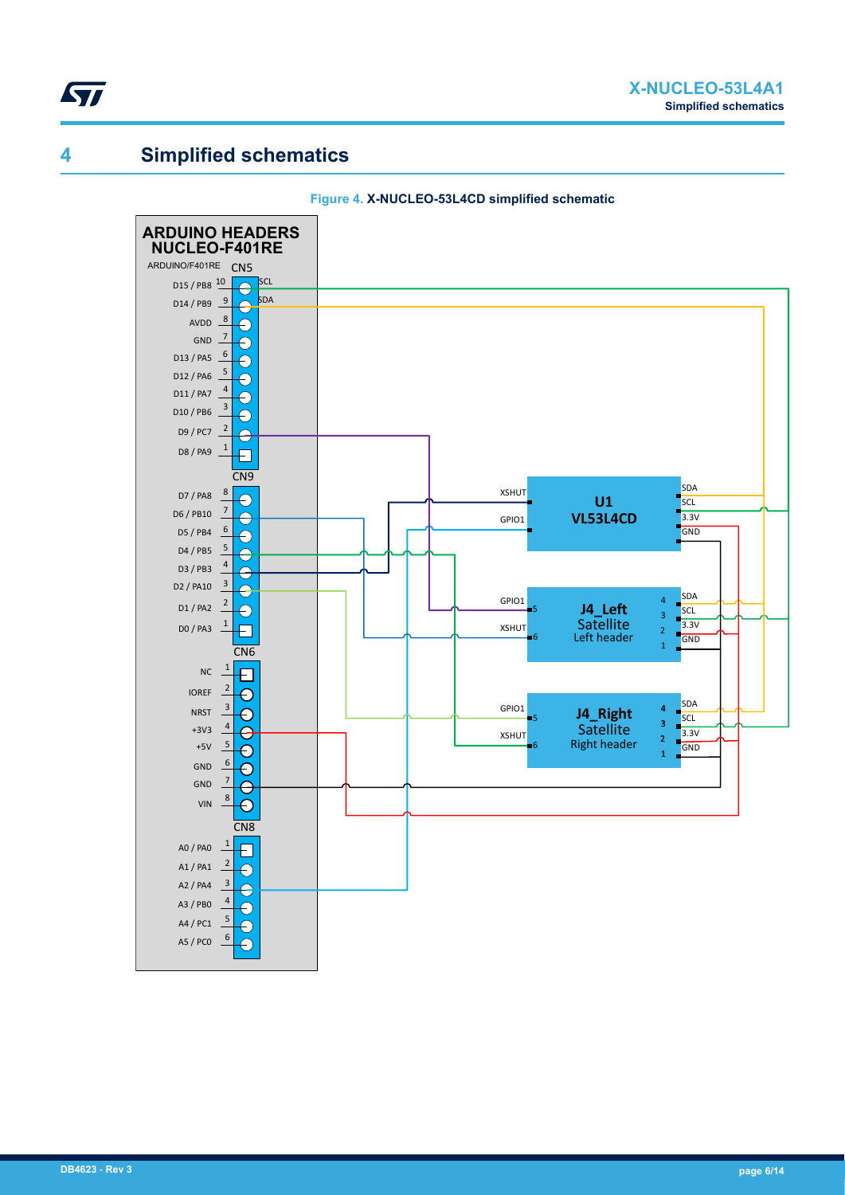# 4 Simplified schematics

**Figure 4. X-NUCLEO-53L4CD simplified schematic**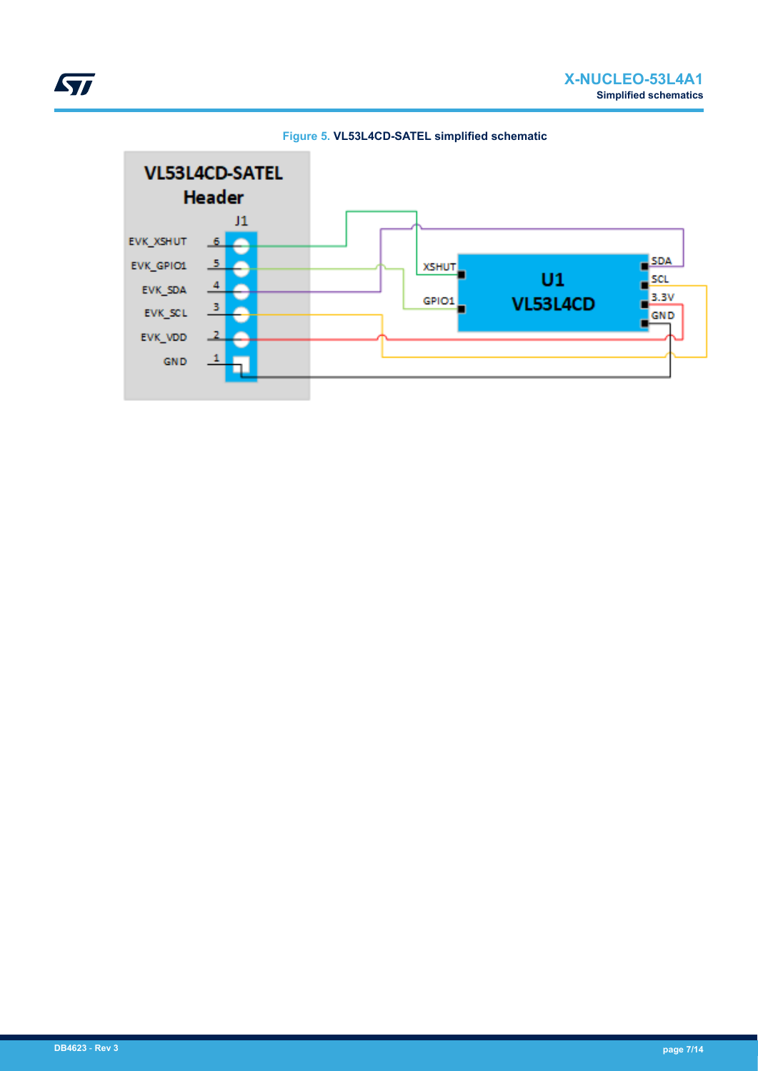Figure 5. VL53L4CD-SATEL simplified schematic

VL53L4CD-SATEL Header

J1

EVK_XSHUT 6

EVK_GPIO1 5

EVK_SDA 4

EVK_SCL 3

EVK_VDD 2

GND 1

U1

VL53L4CD

XSHUT

GPIO1

SDA

SCL

3.3V

GND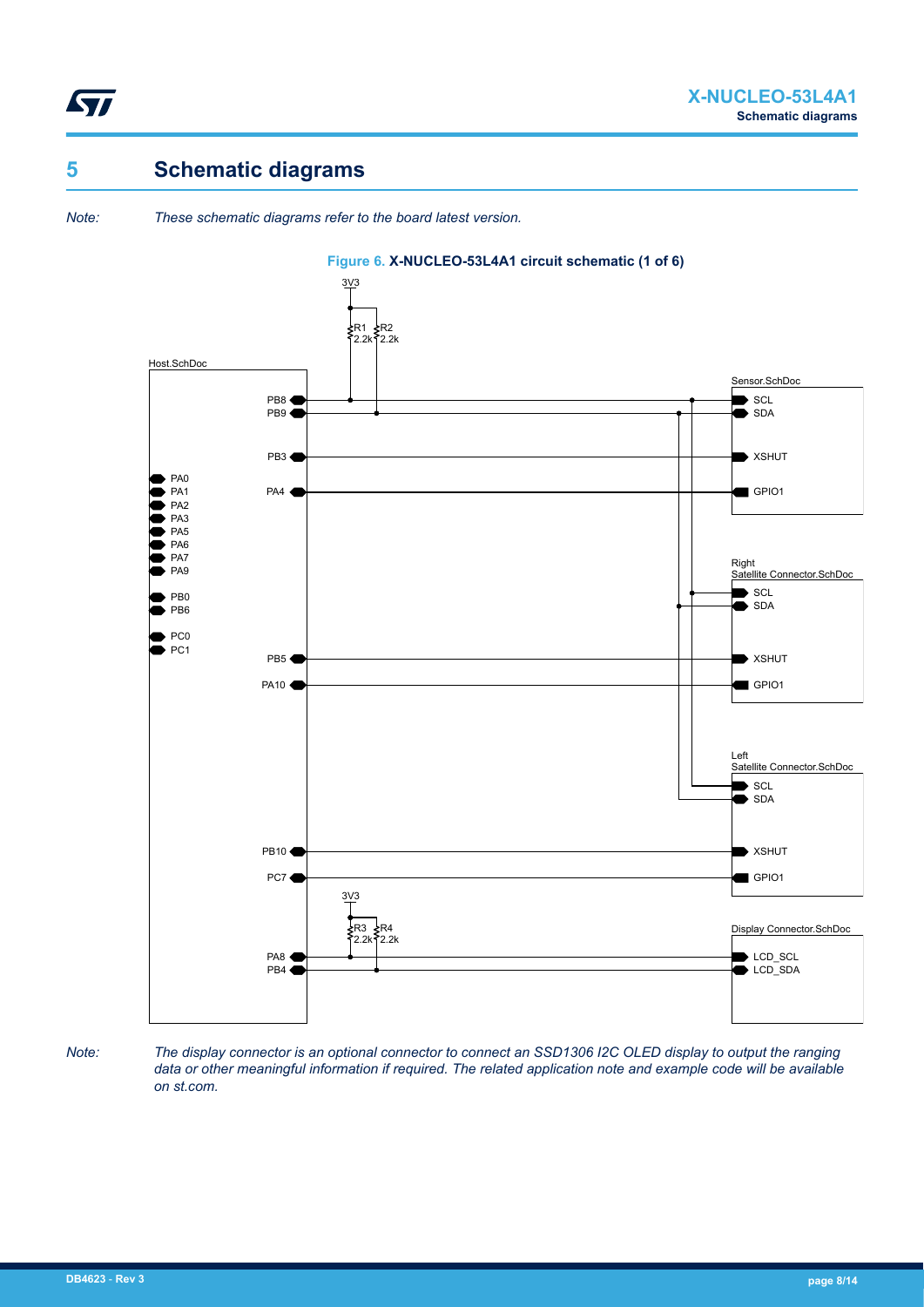# 5 Schematic diagrams

*Note: These schematic diagrams refer to the board latest version.*

**Figure 6. X-NUCLEO-53L4A1 circuit schematic (1 of 6)**

*Note: The display connector is an optional connector to connect an SSD1306 I2C OLED display to output the ranging data or other meaningful information if required. The related application note and example code will be available on st.com.*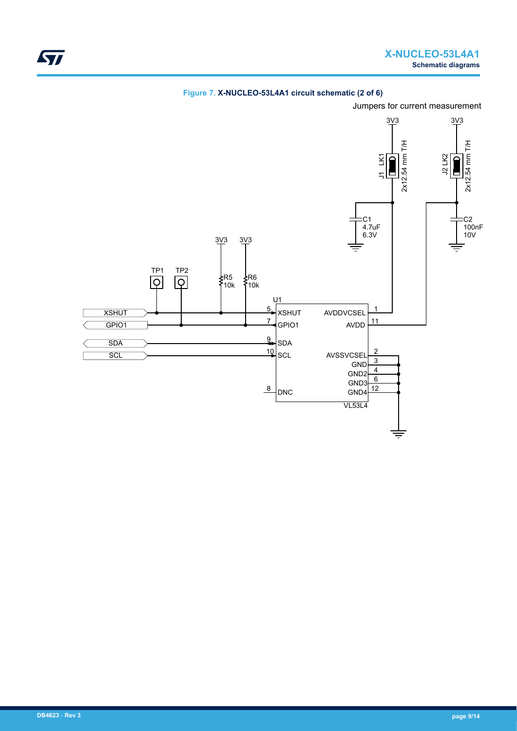**Figure 7.** **X-NUCLEO-53L4A1 circuit schematic (2 of 6)**

Jumpers for current measurement

3V3

3V3

J1 LK1

2x12.54 mm T/H

J2 LK2

2x12.54 mm T/H

C1
4.7uF
6.3V

C2
100nF
10V

3V3

3V3

TP1

TP2

R5
10k

R6
10k

U1

XSHUT

GPIO1

SDA

SCL

5 XSHUT

7 GPIO1

9 SDA

10 SCL

8 DNC

AVDDVCSEL 1

AVDD 11

AVSSVCSEL 2

GND 3

GND2 4

GND3 6

GND4 12

VL53L4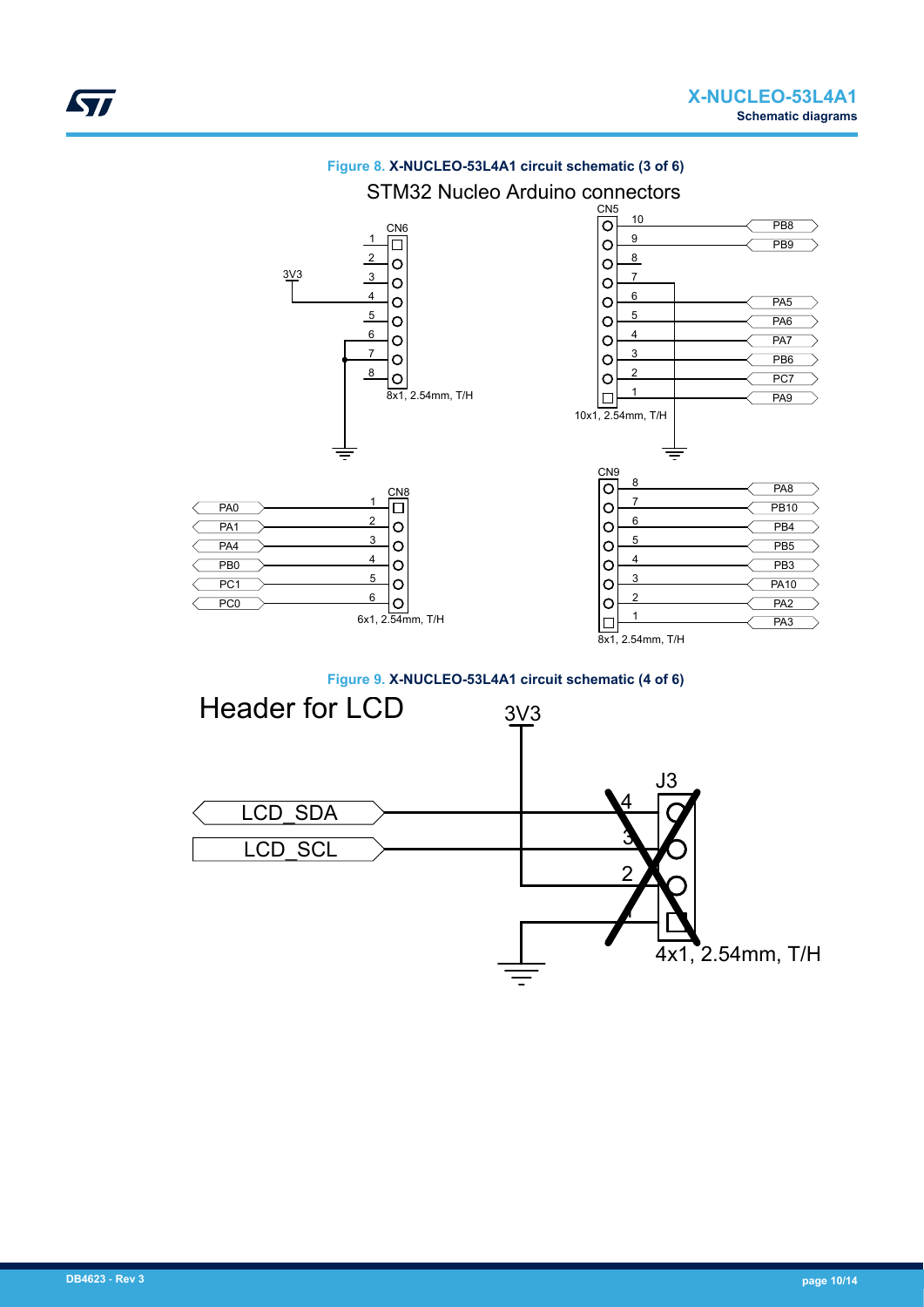**Figure 8. X-NUCLEO-53L4A1 circuit schematic (3 of 6)**

STM32 Nucleo Arduino connectors

CN6 (8x1, 2.54mm, T/H)

| Pin | Net |
| --- | --- |
| 1 | |
| 2 | |
| 3 | |
| 4 | 3V3 |
| 5 | |
| 6 | GND |
| 7 | GND |
| 8 | |

CN5 (10x1, 2.54mm, T/H)

| Pin | Net |
| --- | --- |
| 10 | PB8 |
| 9 | PB9 |
| 8 | |
| 7 | GND |
| 6 | PA5 |
| 5 | PA6 |
| 4 | PA7 |
| 3 | PB6 |
| 2 | PC7 |
| 1 | PA9 |

CN8 (6x1, 2.54mm, T/H)

| Pin | Net |
| --- | --- |
| 1 | PA0 |
| 2 | PA1 |
| 3 | PA4 |
| 4 | PB0 |
| 5 | PC1 |
| 6 | PC0 |

CN9 (8x1, 2.54mm, T/H)

| Pin | Net |
| --- | --- |
| 8 | PA8 |
| 7 | PB10 |
| 6 | PB4 |
| 5 | PB5 |
| 4 | PB3 |
| 3 | PA10 |
| 2 | PA2 |
| 1 | PA3 |

**Figure 9. X-NUCLEO-53L4A1 circuit schematic (4 of 6)**

Header for LCD

J3 (4x1, 2.54mm, T/H)

| Pin | Net |
| --- | --- |
| 4 | LCD_SDA |
| 3 | LCD_SCL |
| 2 | 3V3 |
| 1 | GND |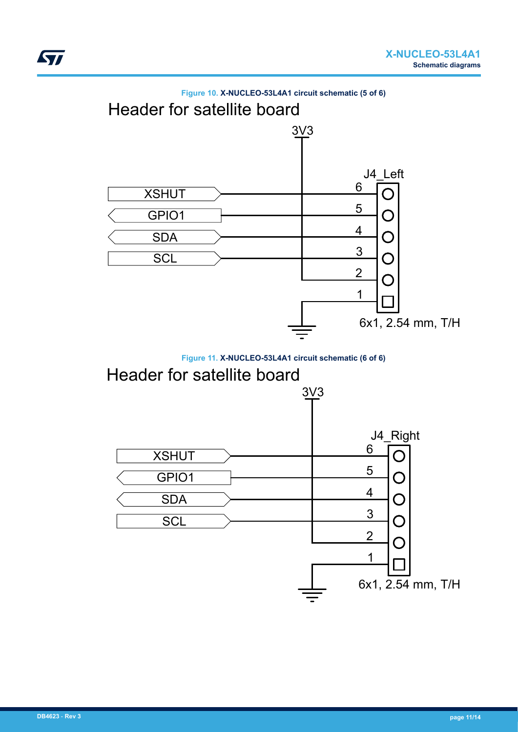Figure 10. X-NUCLEO-53L4A1 circuit schematic (5 of 6)

Header for satellite board

3V3

J4_Left

| Signal | Pin |
| --- | --- |
| XSHUT | 6 |
| GPIO1 | 5 |
| SDA | 4 |
| SCL | 3 |
| 3V3 | 2 |
| GND | 1 |

6x1, 2.54 mm, T/H

Figure 11. X-NUCLEO-53L4A1 circuit schematic (6 of 6)

Header for satellite board

3V3

J4_Right

| Signal | Pin |
| --- | --- |
| XSHUT | 6 |
| GPIO1 | 5 |
| SDA | 4 |
| SCL | 3 |
| 3V3 | 2 |
| GND | 1 |

6x1, 2.54 mm, T/H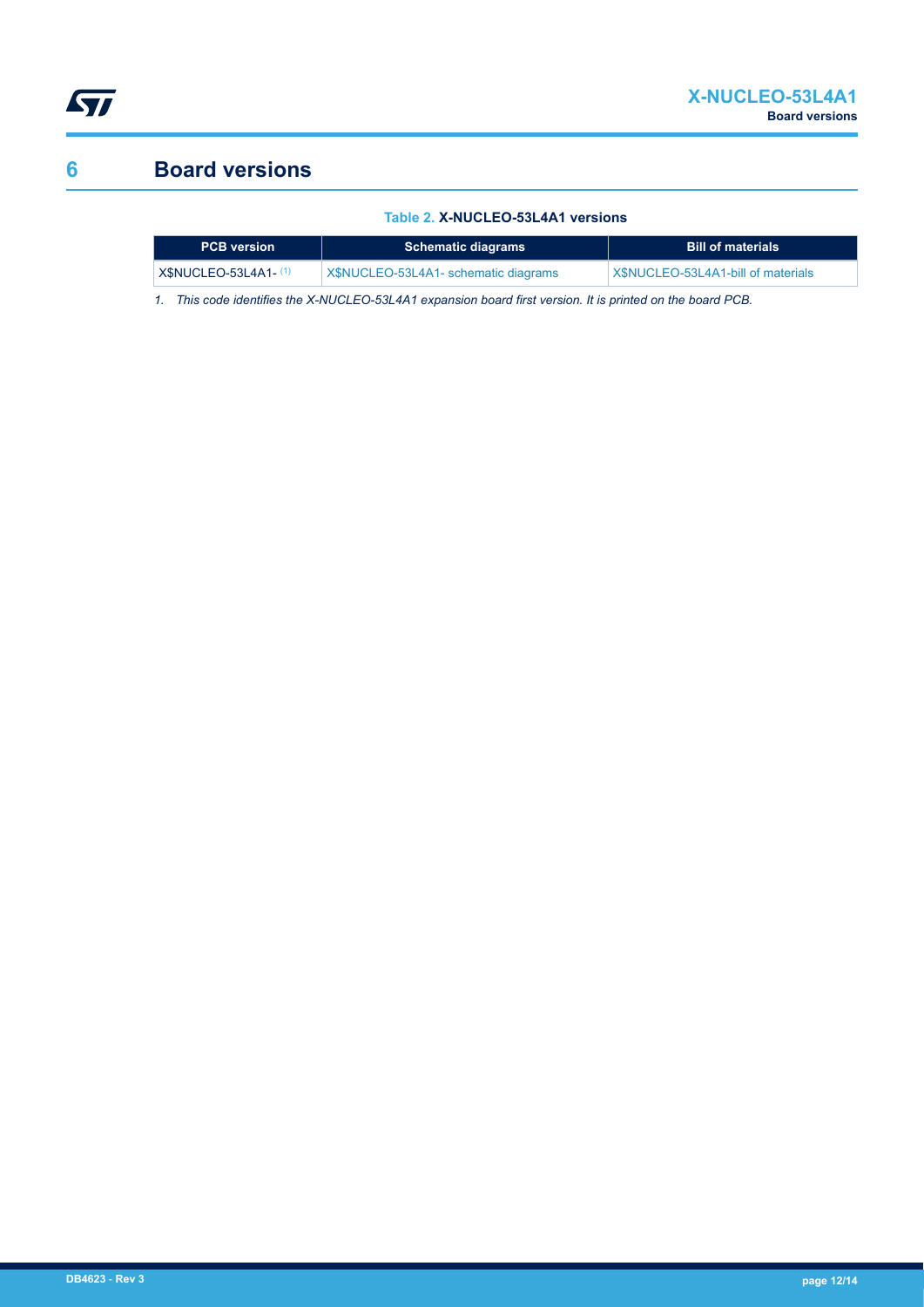# 6 Board versions

**Table 2. X-NUCLEO-53L4A1 versions**

| PCB version | Schematic diagrams | Bill of materials |
|---|---|---|
| X$NUCLEO-53L4A1- (1) | X$NUCLEO-53L4A1- schematic diagrams | X$NUCLEO-53L4A1-bill of materials |

*1. This code identifies the X-NUCLEO-53L4A1 expansion board first version. It is printed on the board PCB.*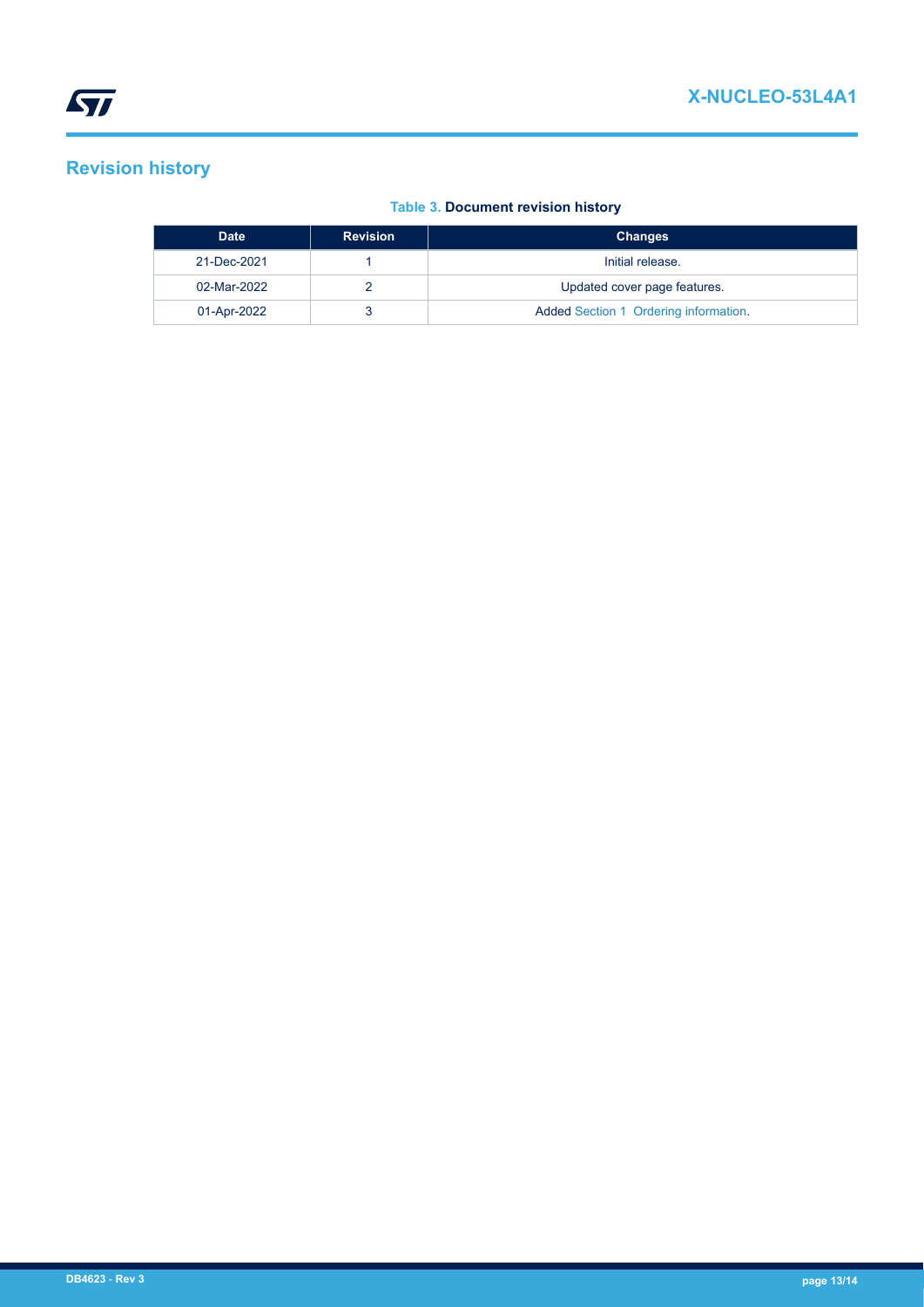# Revision history

**Table 3. Document revision history**

| Date | Revision | Changes |
| --- | --- | --- |
| 21-Dec-2021 | 1 | Initial release. |
| 02-Mar-2022 | 2 | Updated cover page features. |
| 01-Apr-2022 | 3 | Added Section 1 Ordering information. |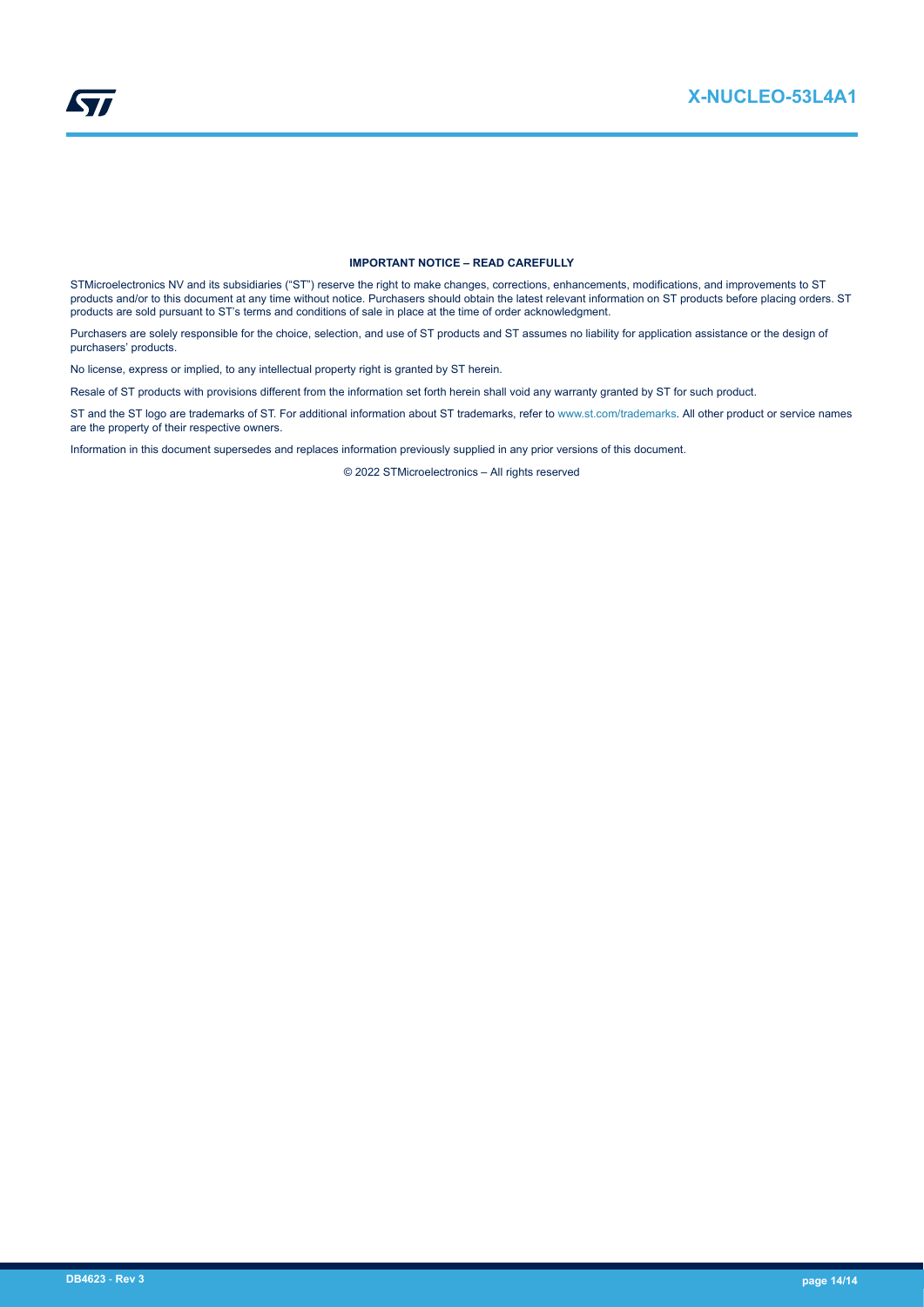**IMPORTANT NOTICE – READ CAREFULLY**

STMicroelectronics NV and its subsidiaries ("ST") reserve the right to make changes, corrections, enhancements, modifications, and improvements to ST products and/or to this document at any time without notice. Purchasers should obtain the latest relevant information on ST products before placing orders. ST products are sold pursuant to ST's terms and conditions of sale in place at the time of order acknowledgment.

Purchasers are solely responsible for the choice, selection, and use of ST products and ST assumes no liability for application assistance or the design of purchasers' products.

No license, express or implied, to any intellectual property right is granted by ST herein.

Resale of ST products with provisions different from the information set forth herein shall void any warranty granted by ST for such product.

ST and the ST logo are trademarks of ST. For additional information about ST trademarks, refer to www.st.com/trademarks. All other product or service names are the property of their respective owners.

Information in this document supersedes and replaces information previously supplied in any prior versions of this document.

© 2022 STMicroelectronics – All rights reserved